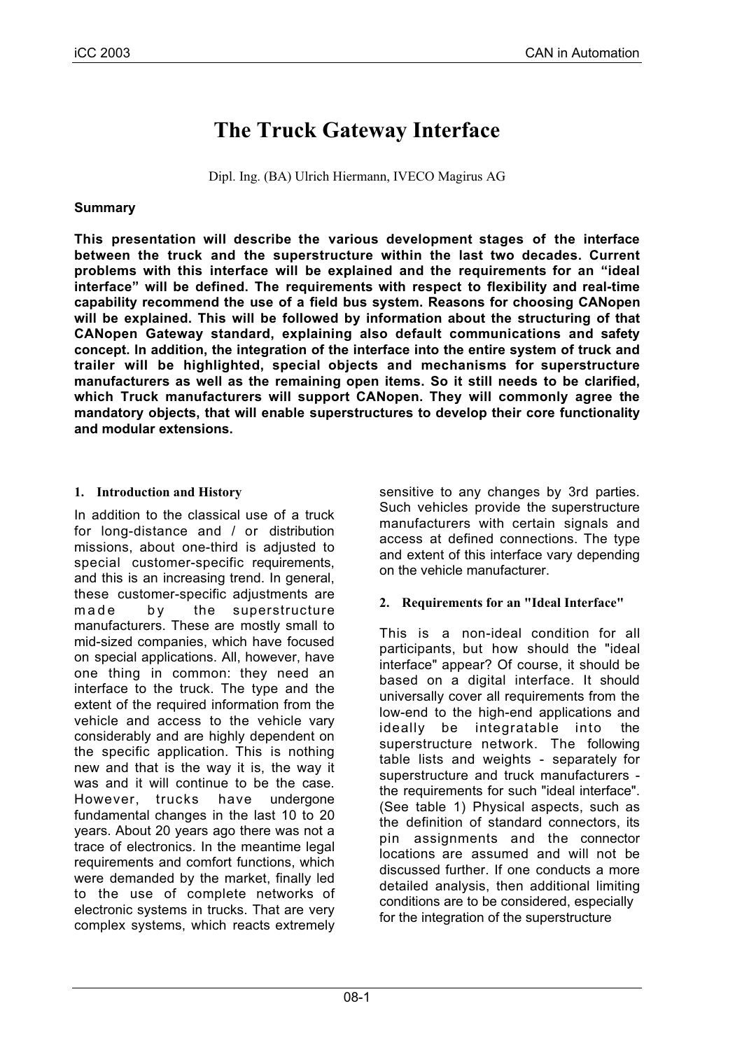# The Truck Gateway Interface

Dipl. Ing. (BA) Ulrich Hiermann, IVECO Magirus AG

**Summary**

**This presentation will describe the various development stages of the interface between the truck and the superstructure within the last two decades. Current problems with this interface will be explained and the requirements for an "ideal interface" will be defined. The requirements with respect to flexibility and real-time capability recommend the use of a field bus system. Reasons for choosing CANopen will be explained. This will be followed by information about the structuring of that CANopen Gateway standard, explaining also default communications and safety concept. In addition, the integration of the interface into the entire system of truck and trailer will be highlighted, special objects and mechanisms for superstructure manufacturers as well as the remaining open items. So it still needs to be clarified, which Truck manufacturers will support CANopen. They will commonly agree the mandatory objects, that will enable superstructures to develop their core functionality and modular extensions.**

## 1. Introduction and History

In addition to the classical use of a truck for long-distance and / or distribution missions, about one-third is adjusted to special customer-specific requirements, and this is an increasing trend. In general, these customer-specific adjustments are made by the superstructure manufacturers. These are mostly small to mid-sized companies, which have focused on special applications. All, however, have one thing in common: they need an interface to the truck. The type and the extent of the required information from the vehicle and access to the vehicle vary considerably and are highly dependent on the specific application. This is nothing new and that is the way it is, the way it was and it will continue to be the case. However, trucks have undergone fundamental changes in the last 10 to 20 years. About 20 years ago there was not a trace of electronics. In the meantime legal requirements and comfort functions, which were demanded by the market, finally led to the use of complete networks of electronic systems in trucks. That are very complex systems, which reacts extremely sensitive to any changes by 3rd parties. Such vehicles provide the superstructure manufacturers with certain signals and access at defined connections. The type and extent of this interface vary depending on the vehicle manufacturer.

## 2. Requirements for an "Ideal Interface"

This is a non-ideal condition for all participants, but how should the "ideal interface" appear? Of course, it should be based on a digital interface. It should universally cover all requirements from the low-end to the high-end applications and ideally be integratable into the superstructure network. The following table lists and weights - separately for superstructure and truck manufacturers - the requirements for such "ideal interface". (See table 1) Physical aspects, such as the definition of standard connectors, its pin assignments and the connector locations are assumed and will not be discussed further. If one conducts a more detailed analysis, then additional limiting conditions are to be considered, especially for the integration of the superstructure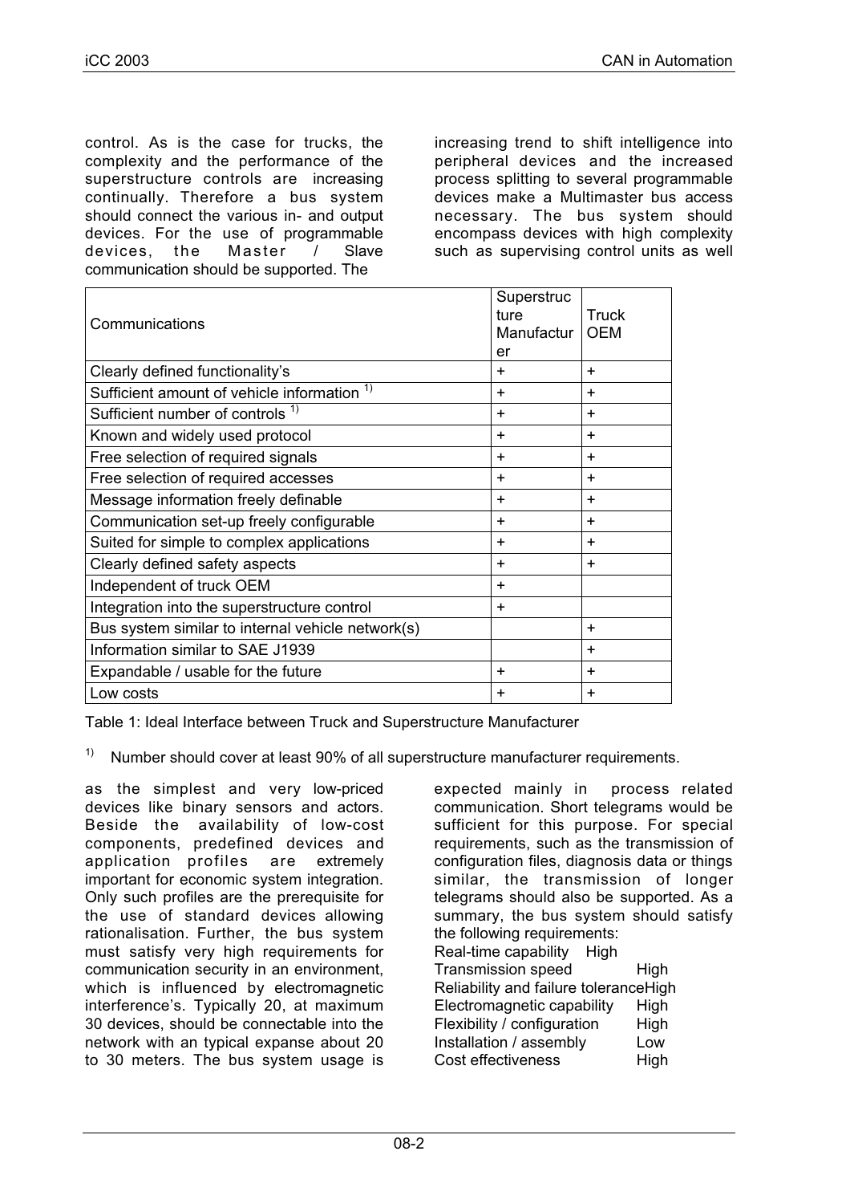control. As is the case for trucks, the complexity and the performance of the superstructure controls are increasing continually. Therefore a bus system should connect the various in- and output devices. For the use of programmable devices, the Master / Slave communication should be supported. The increasing trend to shift intelligence into peripheral devices and the increased process splitting to several programmable devices make a Multimaster bus access necessary. The bus system should encompass devices with high complexity such as supervising control units as well

| Communications | Superstructure Manufacturer | Truck OEM |
|---|---|---|
| Clearly defined functionality's | + | + |
| Sufficient amount of vehicle information [1)] | + | + |
| Sufficient number of controls [1)] | + | + |
| Known and widely used protocol | + | + |
| Free selection of required signals | + | + |
| Free selection of required accesses | + | + |
| Message information freely definable | + | + |
| Communication set-up freely configurable | + | + |
| Suited for simple to complex applications | + | + |
| Clearly defined safety aspects | + | + |
| Independent of truck OEM | + | |
| Integration into the superstructure control | + | |
| Bus system similar to internal vehicle network(s) | | + |
| Information similar to SAE J1939 | | + |
| Expandable / usable for the future | + | + |
| Low costs | + | + |

Table 1: Ideal Interface between Truck and Superstructure Manufacturer

[1)] Number should cover at least 90% of all superstructure manufacturer requirements.

as the simplest and very low-priced devices like binary sensors and actors. Beside the availability of low-cost components, predefined devices and application profiles are extremely important for economic system integration. Only such profiles are the prerequisite for the use of standard devices allowing rationalisation. Further, the bus system must satisfy very high requirements for communication security in an environment, which is influenced by electromagnetic interference's. Typically 20, at maximum 30 devices, should be connectable into the network with an typical expanse about 20 to 30 meters. The bus system usage is expected mainly in process related communication. Short telegrams would be sufficient for this purpose. For special requirements, such as the transmission of configuration files, diagnosis data or things similar, the transmission of longer telegrams should also be supported. As a summary, the bus system should satisfy the following requirements:

| | |
|---|---|
| Real-time capability | High |
| Transmission speed | High |
| Reliability and failure tolerance | High |
| Electromagnetic capability | High |
| Flexibility / configuration | High |
| Installation / assembly | Low |
| Cost effectiveness | High |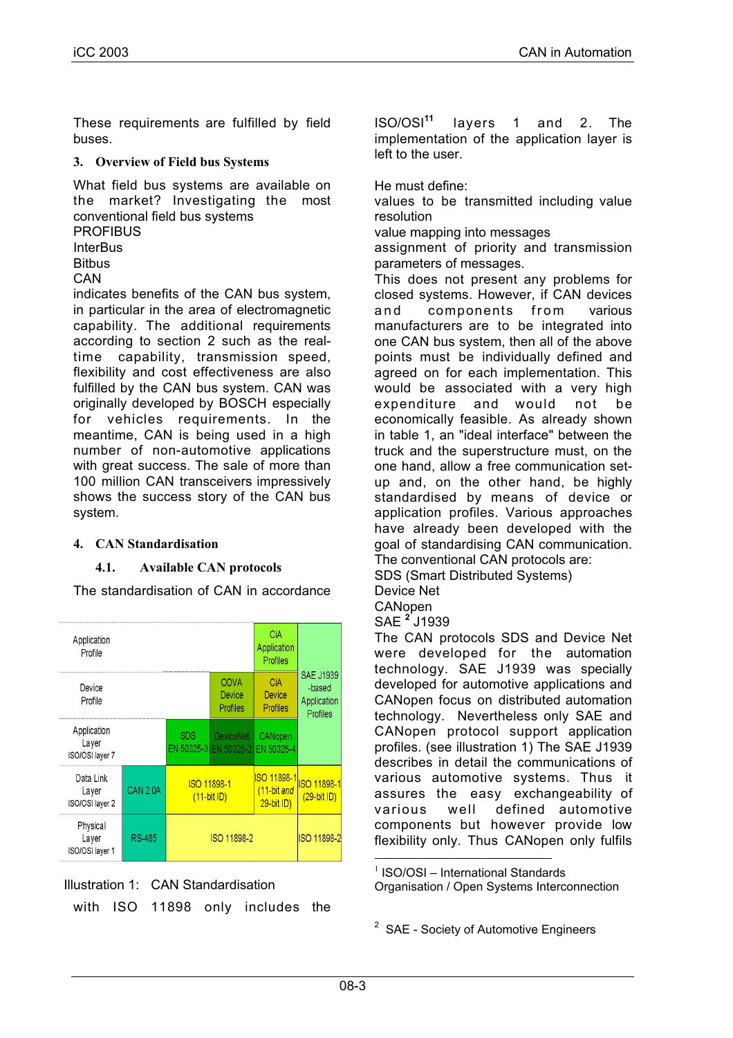These requirements are fulfilled by field buses.

## 3. Overview of Field bus Systems

What field bus systems are available on the market? Investigating the most conventional field bus systems

PROFIBUS

InterBus

Bitbus

CAN

indicates benefits of the CAN bus system, in particular in the area of electromagnetic capability. The additional requirements according to section 2 such as the real-time capability, transmission speed, flexibility and cost effectiveness are also fulfilled by the CAN bus system. CAN was originally developed by BOSCH especially for vehicles requirements. In the meantime, CAN is being used in a high number of non-automotive applications with great success. The sale of more than 100 million CAN transceivers impressively shows the success story of the CAN bus system.

## 4. CAN Standardisation

### 4.1. Available CAN protocols

The standardisation of CAN in accordance

| | | | | | |
|---|---|---|---|---|---|
| Application Profile | | | | CiA Application Profiles | SAE J1939 -based Application Profiles |
| Device Profile | | | ODVA Device Profiles | CiA Device Profiles | |
| Application Layer ISO/OSI layer 7 | | SDS EN 50325-3 | DeviceNet EN 50325-2 | CANopen EN 50325-4 | |
| Data Link Layer ISO/OSI layer 2 | CAN 2.0A | ISO 11898-1 (11-bit ID) | | ISO 11898-1 (11-bit *and* 29-bit ID) | ISO 11898-1 (29-bit ID) |
| Physical Layer ISO/OSI layer 1 | RS-485 | ISO 11898-2 | | | ISO 11898-2 |

Illustration 1: CAN Standardisation

with ISO 11898 only includes the ISO/OSI[1] layers 1 and 2. The implementation of the application layer is left to the user.

He must define:

values to be transmitted including value resolution

value mapping into messages

assignment of priority and transmission parameters of messages.

This does not present any problems for closed systems. However, if CAN devices and components from various manufacturers are to be integrated into one CAN bus system, then all of the above points must be individually defined and agreed on for each implementation. This would be associated with a very high expenditure and would not be economically feasible. As already shown in table 1, an "ideal interface" between the truck and the superstructure must, on the one hand, allow a free communication set-up and, on the other hand, be highly standardised by means of device or application profiles. Various approaches have already been developed with the goal of standardising CAN communication. The conventional CAN protocols are:

SDS (Smart Distributed Systems)

Device Net

CANopen

SAE[2] J1939

The CAN protocols SDS and Device Net were developed for the automation technology. SAE J1939 was specially developed for automotive applications and CANopen focus on distributed automation technology. Nevertheless only SAE and CANopen protocol support application profiles. (see illustration 1) The SAE J1939 describes in detail the communications of various automotive systems. Thus it assures the easy exchangeability of various well defined automotive components but however provide low flexibility only. Thus CANopen only fulfils

[1] ISO/OSI – International Standards Organisation / Open Systems Interconnection

[2] SAE - Society of Automotive Engineers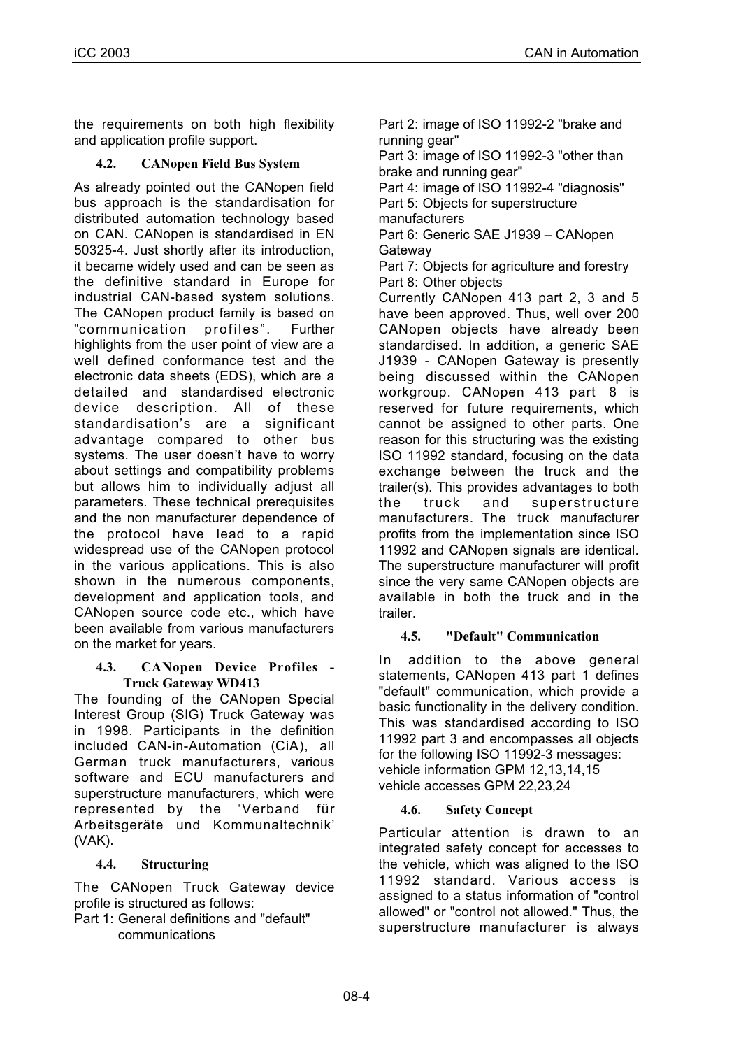the requirements on both high flexibility and application profile support.

### 4.2. CANopen Field Bus System

As already pointed out the CANopen field bus approach is the standardisation for distributed automation technology based on CAN. CANopen is standardised in EN 50325-4. Just shortly after its introduction, it became widely used and can be seen as the definitive standard in Europe for industrial CAN-based system solutions. The CANopen product family is based on "communication profiles". Further highlights from the user point of view are a well defined conformance test and the electronic data sheets (EDS), which are a detailed and standardised electronic device description. All of these standardisation's are a significant advantage compared to other bus systems. The user doesn't have to worry about settings and compatibility problems but allows him to individually adjust all parameters. These technical prerequisites and the non manufacturer dependence of the protocol have lead to a rapid widespread use of the CANopen protocol in the various applications. This is also shown in the numerous components, development and application tools, and CANopen source code etc., which have been available from various manufacturers on the market for years.

### 4.3. CANopen Device Profiles - Truck Gateway WD413

The founding of the CANopen Special Interest Group (SIG) Truck Gateway was in 1998. Participants in the definition included CAN-in-Automation (CiA), all German truck manufacturers, various software and ECU manufacturers and superstructure manufacturers, which were represented by the 'Verband für Arbeitsgeräte und Kommunaltechnik' (VAK).

### 4.4. Structuring

The CANopen Truck Gateway device profile is structured as follows:

Part 1: General definitions and "default" communications
Part 2: image of ISO 11992-2 "brake and running gear"
Part 3: image of ISO 11992-3 "other than brake and running gear"
Part 4: image of ISO 11992-4 "diagnosis"
Part 5: Objects for superstructure manufacturers
Part 6: Generic SAE J1939 – CANopen Gateway
Part 7: Objects for agriculture and forestry
Part 8: Other objects

Currently CANopen 413 part 2, 3 and 5 have been approved. Thus, well over 200 CANopen objects have already been standardised. In addition, a generic SAE J1939 - CANopen Gateway is presently being discussed within the CANopen workgroup. CANopen 413 part 8 is reserved for future requirements, which cannot be assigned to other parts. One reason for this structuring was the existing ISO 11992 standard, focusing on the data exchange between the truck and the trailer(s). This provides advantages to both the truck and superstructure manufacturers. The truck manufacturer profits from the implementation since ISO 11992 and CANopen signals are identical. The superstructure manufacturer will profit since the very same CANopen objects are available in both the truck and in the trailer.

### 4.5. "Default" Communication

In addition to the above general statements, CANopen 413 part 1 defines "default" communication, which provide a basic functionality in the delivery condition. This was standardised according to ISO 11992 part 3 and encompasses all objects for the following ISO 11992-3 messages:
vehicle information GPM 12,13,14,15
vehicle accesses GPM 22,23,24

### 4.6. Safety Concept

Particular attention is drawn to an integrated safety concept for accesses to the vehicle, which was aligned to the ISO 11992 standard. Various access is assigned to a status information of "control allowed" or "control not allowed." Thus, the superstructure manufacturer is always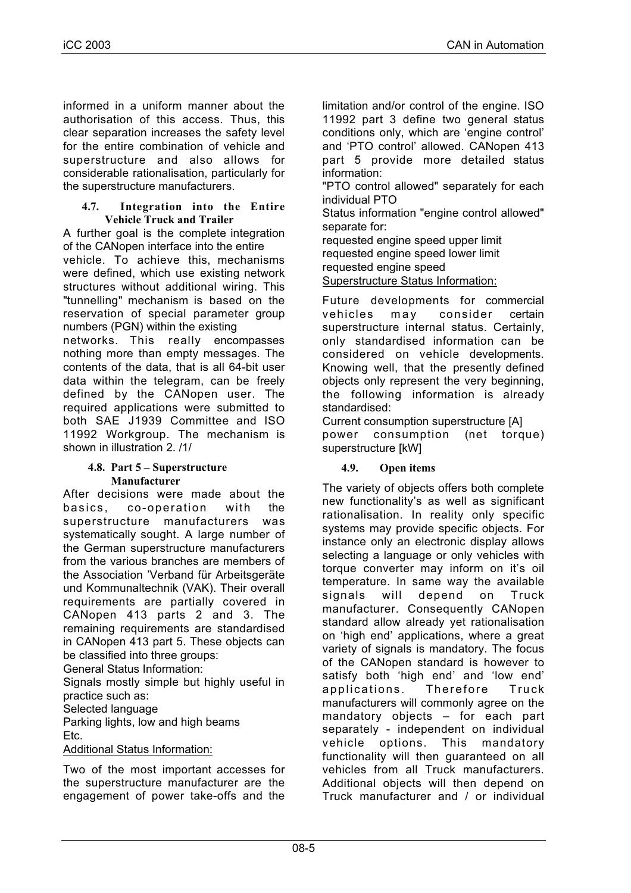informed in a uniform manner about the authorisation of this access. Thus, this clear separation increases the safety level for the entire combination of vehicle and superstructure and also allows for considerable rationalisation, particularly for the superstructure manufacturers.

### 4.7. Integration into the Entire Vehicle Truck and Trailer

A further goal is the complete integration of the CANopen interface into the entire vehicle. To achieve this, mechanisms were defined, which use existing network structures without additional wiring. This "tunnelling" mechanism is based on the reservation of special parameter group numbers (PGN) within the existing networks. This really encompasses nothing more than empty messages. The contents of the data, that is all 64-bit user data within the telegram, can be freely defined by the CANopen user. The required applications were submitted to both SAE J1939 Committee and ISO 11992 Workgroup. The mechanism is shown in illustration 2. /1/

### 4.8. Part 5 – Superstructure Manufacturer

After decisions were made about the basics, co-operation with the superstructure manufacturers was systematically sought. A large number of the German superstructure manufacturers from the various branches are members of the Association 'Verband für Arbeitsgeräte und Kommunaltechnik (VAK). Their overall requirements are partially covered in CANopen 413 parts 2 and 3. The remaining requirements are standardised in CANopen 413 part 5. These objects can be classified into three groups:

General Status Information:

Signals mostly simple but highly useful in practice such as:

Selected language

Parking lights, low and high beams

Etc.

Additional Status Information:

Two of the most important accesses for the superstructure manufacturer are the engagement of power take-offs and the limitation and/or control of the engine. ISO 11992 part 3 define two general status conditions only, which are 'engine control' and 'PTO control' allowed. CANopen 413 part 5 provide more detailed status information:

"PTO control allowed" separately for each individual PTO

Status information "engine control allowed" separate for:

requested engine speed upper limit

requested engine speed lower limit

requested engine speed

Superstructure Status Information:

Future developments for commercial vehicles may consider certain superstructure internal status. Certainly, only standardised information can be considered on vehicle developments. Knowing well, that the presently defined objects only represent the very beginning, the following information is already standardised:

Current consumption superstructure [A]

power consumption (net torque) superstructure [kW]

### 4.9. Open items

The variety of objects offers both complete new functionality's as well as significant rationalisation. In reality only specific systems may provide specific objects. For instance only an electronic display allows selecting a language or only vehicles with torque converter may inform on it's oil temperature. In same way the available signals will depend on Truck manufacturer. Consequently CANopen standard allow already yet rationalisation on 'high end' applications, where a great variety of signals is mandatory. The focus of the CANopen standard is however to satisfy both 'high end' and 'low end' applications. Therefore Truck manufacturers will commonly agree on the mandatory objects – for each part separately - independent on individual vehicle options. This mandatory functionality will then guaranteed on all vehicles from all Truck manufacturers. Additional objects will then depend on Truck manufacturer and / or individual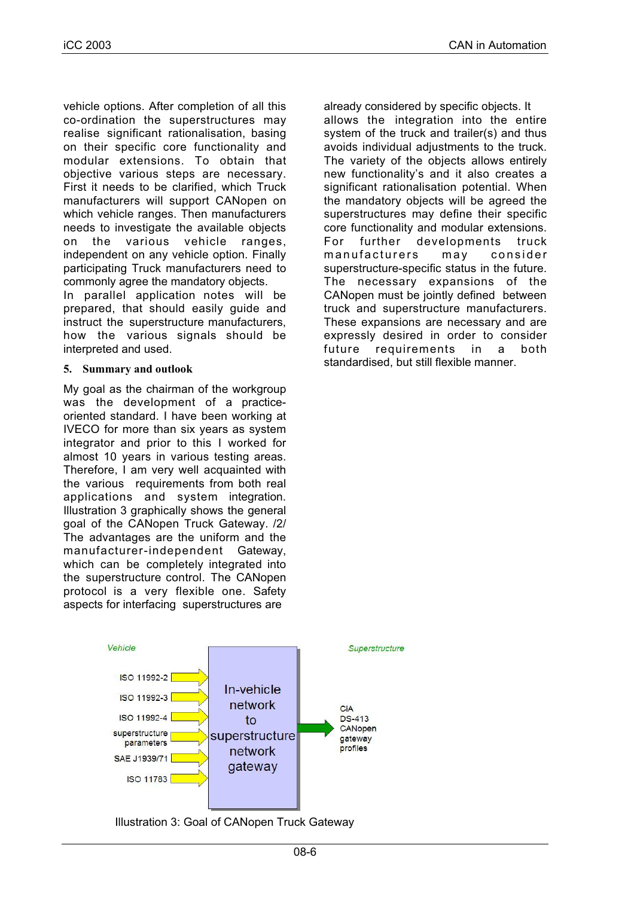vehicle options. After completion of all this co-ordination the superstructures may realise significant rationalisation, basing on their specific core functionality and modular extensions. To obtain that objective various steps are necessary. First it needs to be clarified, which Truck manufacturers will support CANopen on which vehicle ranges. Then manufacturers needs to investigate the available objects on the various vehicle ranges, independent on any vehicle option. Finally participating Truck manufacturers need to commonly agree the mandatory objects.

In parallel application notes will be prepared, that should easily guide and instruct the superstructure manufacturers, how the various signals should be interpreted and used.

## 5. Summary and outlook

My goal as the chairman of the workgroup was the development of a practice-oriented standard. I have been working at IVECO for more than six years as system integrator and prior to this I worked for almost 10 years in various testing areas. Therefore, I am very well acquainted with the various requirements from both real applications and system integration. Illustration 3 graphically shows the general goal of the CANopen Truck Gateway. /2/ The advantages are the uniform and the manufacturer-independent Gateway, which can be completely integrated into the superstructure control. The CANopen protocol is a very flexible one. Safety aspects for interfacing superstructures are already considered by specific objects. It allows the integration into the entire system of the truck and trailer(s) and thus avoids individual adjustments to the truck. The variety of the objects allows entirely new functionality's and it also creates a significant rationalisation potential. When the mandatory objects will be agreed the superstructures may define their specific core functionality and modular extensions. For further developments truck manufacturers may consider superstructure-specific status in the future. The necessary expansions of the CANopen must be jointly defined between truck and superstructure manufacturers. These expansions are necessary and are expressly desired in order to consider future requirements in a both standardised, but still flexible manner.

Vehicle

ISO 11992-2
ISO 11992-3
ISO 11992-4
superstructure parameters
SAE J1939/71
ISO 11783

In-vehicle network to superstructure network gateway

Superstructure

CiA DS-413 CANopen gateway profiles

Illustration 3: Goal of CANopen Truck Gateway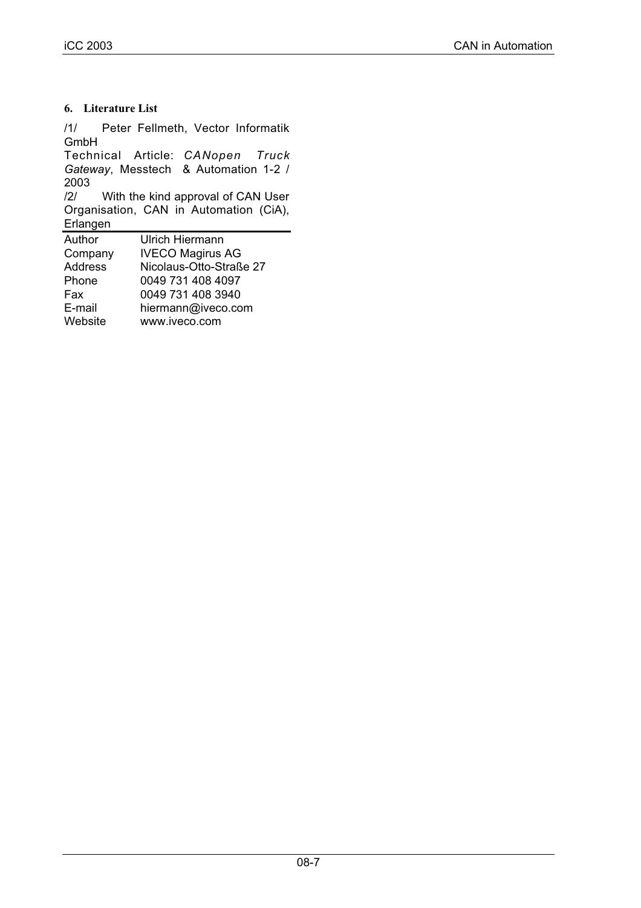### 6. Literature List

/1/ Peter Fellmeth, Vector Informatik GmbH
Technical Article: *CANopen Truck Gateway*, Messtech & Automation 1-2 / 2003

/2/ With the kind approval of CAN User Organisation, CAN in Automation (CiA), Erlangen

| | |
|---|---|
| Author | Ulrich Hiermann |
| Company | IVECO Magirus AG |
| Address | Nicolaus-Otto-Straße 27 |
| Phone | 0049 731 408 4097 |
| Fax | 0049 731 408 3940 |
| E-mail | hiermann@iveco.com |
| Website | www.iveco.com |